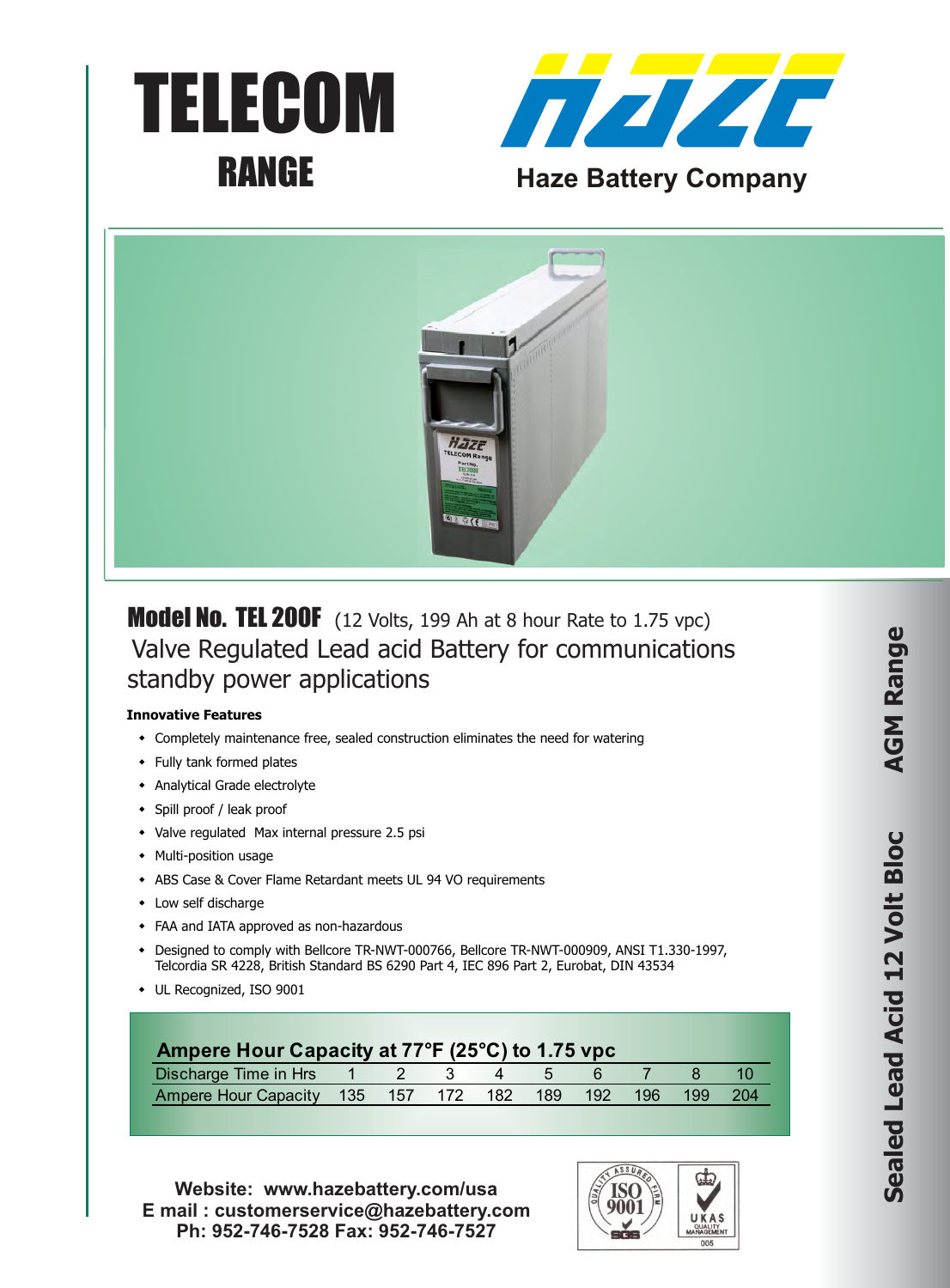# TELECOM RANGE

Haze Battery Company

## Model No. TEL 200F (12 Volts, 199 Ah at 8 hour Rate to 1.75 vpc)

Valve Regulated Lead acid Battery for communications standby power applications

**Innovative Features**

- Completely maintenance free, sealed construction eliminates the need for watering
- Fully tank formed plates
- Analytical Grade electrolyte
- Spill proof / leak proof
- Valve regulated Max internal pressure 2.5 psi
- Multi-position usage
- ABS Case & Cover Flame Retardant meets UL 94 VO requirements
- Low self discharge
- FAA and IATA approved as non-hazardous
- Designed to comply with Bellcore TR-NWT-000766, Bellcore TR-NWT-000909, ANSI T1.330-1997, Telcordia SR 4228, British Standard BS 6290 Part 4, IEC 896 Part 2, Eurobat, DIN 43534
- UL Recognized, ISO 9001

**Ampere Hour Capacity at 77°F (25°C) to 1.75 vpc**

| Discharge Time in Hrs | 1 | 2 | 3 | 4 | 5 | 6 | 7 | 8 | 10 |
|---|---|---|---|---|---|---|---|---|---|
| Ampere Hour Capacity | 135 | 157 | 172 | 182 | 189 | 192 | 196 | 199 | 204 |

**Website: www.hazebattery.com/usa**
**E mail : customerservice@hazebattery.com**
**Ph: 952-746-7528 Fax: 952-746-7527**

**Sealed Lead Acid 12 Volt Bloc AGM Range**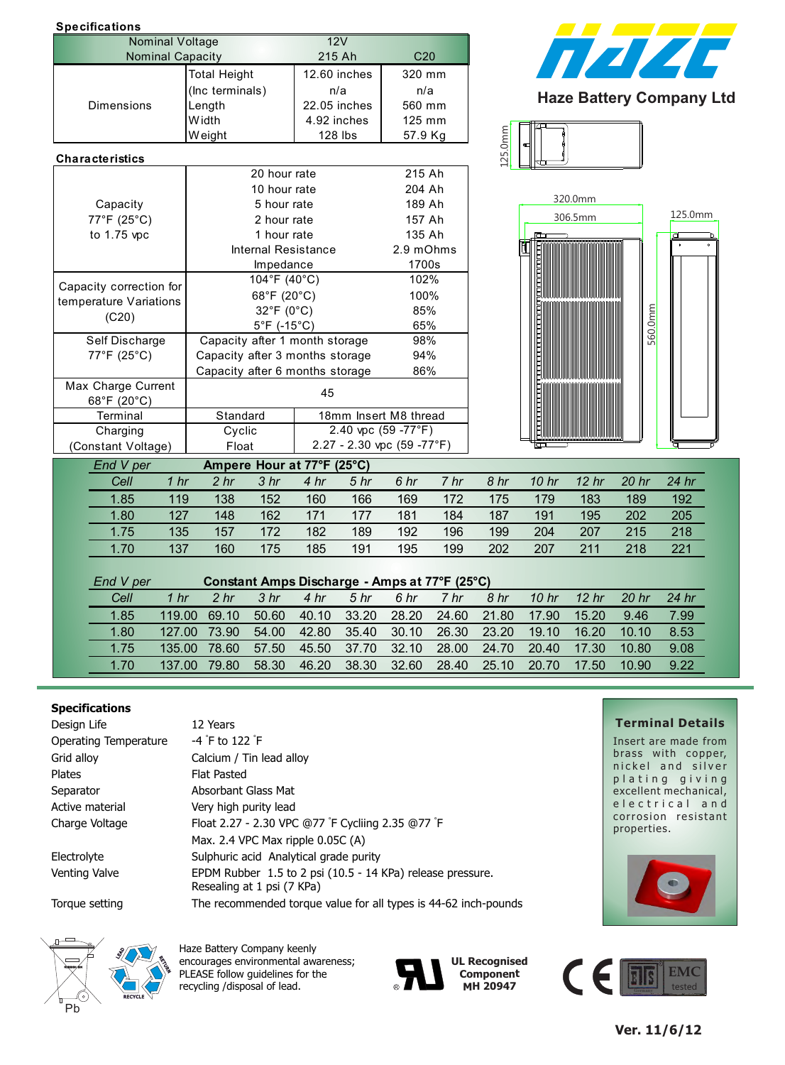**Specifications**

| | | | |
|---|---|---|---|
| Nominal Voltage | | 12V | |
| Nominal Capacity | | 215 Ah | C20 |
| Dimensions | Total Height | 12.60 inches | 320 mm |
| | (Inc terminals) | n/a | n/a |
| | Length | 22.05 inches | 560 mm |
| | Width | 4.92 inches | 125 mm |
| | Weight | 128 lbs | 57.9 Kg |

Haze Battery Company Ltd

125.0mm

320.0mm

306.5mm

125.0mm

560.0mm

**Characteristics**

| | | |
|---|---|---|
| Capacity 77°F (25°C) to 1.75 vpc | 20 hour rate | 215 Ah |
| | 10 hour rate | 204 Ah |
| | 5 hour rate | 189 Ah |
| | 2 hour rate | 157 Ah |
| | 1 hour rate | 135 Ah |
| | Internal Resistance | 2.9 mOhms |
| | Impedance | 1700s |
| Capacity correction for temperature Variations (C20) | 104°F (40°C) | 102% |
| | 68°F (20°C) | 100% |
| | 32°F (0°C) | 85% |
| | 5°F (-15°C) | 65% |
| Self Discharge 77°F (25°C) | Capacity after 1 month storage | 98% |
| | Capacity after 3 months storage | 94% |
| | Capacity after 6 months storage | 86% |
| Max Charge Current 68°F (20°C) | 45 | |
| Terminal | Standard | 18mm Insert M8 thread |
| Charging (Constant Voltage) | Cyclic | 2.40 vpc (59 -77°F) |
| | Float | 2.27 - 2.30 vpc (59 -77°F) |

| End V per Cell | Ampere Hour at 77°F (25°C) 1 hr | 2 hr | 3 hr | 4 hr | 5 hr | 6 hr | 7 hr | 8 hr | 10 hr | 12 hr | 20 hr | 24 hr |
|---|---|---|---|---|---|---|---|---|---|---|---|---|
| 1.85 | 119 | 138 | 152 | 160 | 166 | 169 | 172 | 175 | 179 | 183 | 189 | 192 |
| 1.80 | 127 | 148 | 162 | 171 | 177 | 181 | 184 | 187 | 191 | 195 | 202 | 205 |
| 1.75 | 135 | 157 | 172 | 182 | 189 | 192 | 196 | 199 | 204 | 207 | 215 | 218 |
| 1.70 | 137 | 160 | 175 | 185 | 191 | 195 | 199 | 202 | 207 | 211 | 218 | 221 |

| End V per Cell | Constant Amps Discharge - Amps at 77°F (25°C) 1 hr | 2 hr | 3 hr | 4 hr | 5 hr | 6 hr | 7 hr | 8 hr | 10 hr | 12 hr | 20 hr | 24 hr |
|---|---|---|---|---|---|---|---|---|---|---|---|---|
| 1.85 | 119.00 | 69.10 | 50.60 | 40.10 | 33.20 | 28.20 | 24.60 | 21.80 | 17.90 | 15.20 | 9.46 | 7.99 |
| 1.80 | 127.00 | 73.90 | 54.00 | 42.80 | 35.40 | 30.10 | 26.30 | 23.20 | 19.10 | 16.20 | 10.10 | 8.53 |
| 1.75 | 135.00 | 78.60 | 57.50 | 45.50 | 37.70 | 32.10 | 28.00 | 24.70 | 20.40 | 17.30 | 10.80 | 9.08 |
| 1.70 | 137.00 | 79.80 | 58.30 | 46.20 | 38.30 | 32.60 | 28.40 | 25.10 | 20.70 | 17.50 | 10.90 | 9.22 |

**Specifications**

| | |
|---|---|
| Design Life | 12 Years |
| Operating Temperature | -4 °F to 122 °F |
| Grid alloy | Calcium / Tin lead alloy |
| Plates | Flat Pasted |
| Separator | Absorbant Glass Mat |
| Active material | Very high purity lead |
| Charge Voltage | Float 2.27 - 2.30 VPC @77 °F Cycliing 2.35 @77 °F |
| | Max. 2.4 VPC Max ripple 0.05C (A) |
| Electrolyte | Sulphuric acid Analytical grade purity |
| Venting Valve | EPDM Rubber 1.5 to 2 psi (10.5 - 14 KPa) release pressure. Resealing at 1 psi (7 KPa) |
| Torque setting | The recommended torque value for all types is 44-62 inch-pounds |

**Terminal Details**

Insert are made from brass with copper, nickel and silver plating giving excellent mechanical, electrical and corrosion resistant properties.

Pb

Haze Battery Company keenly encourages environmental awareness; PLEASE follow guidelines for the recycling /disposal of lead.

UL Recognised Component MH 20947

EMC tested

Ver. 11/6/12